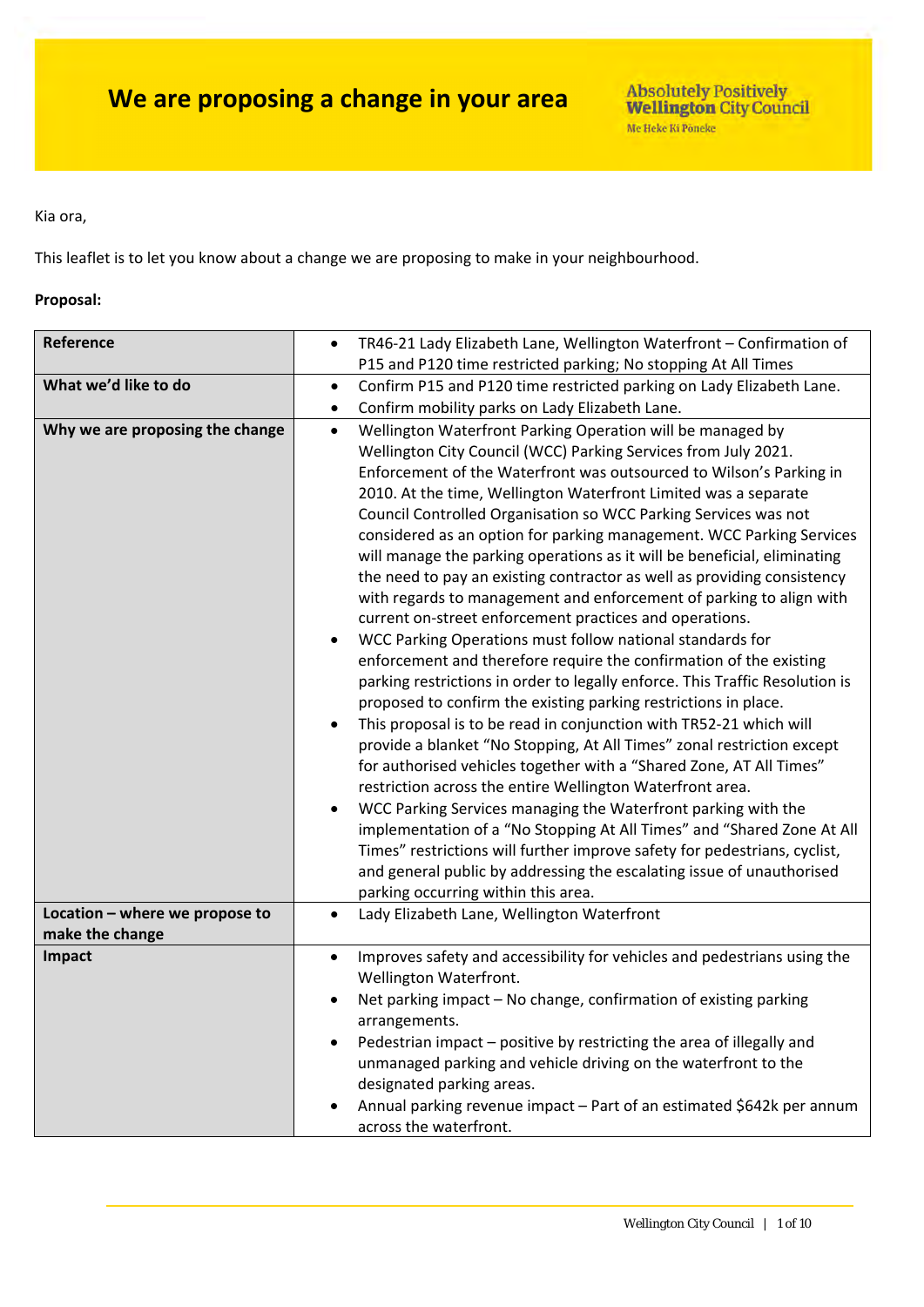# We are proposing a change in your area

Absolutely Positively **Wellington** City Council
Me Heke Ki Pōneke

Kia ora,

This leaflet is to let you know about a change we are proposing to make in your neighbourhood.

**Proposal:**

| | |
|---|---|
| **Reference** | • TR46-21 Lady Elizabeth Lane, Wellington Waterfront – Confirmation of P15 and P120 time restricted parking; No stopping At All Times |
| **What we'd like to do** | • Confirm P15 and P120 time restricted parking on Lady Elizabeth Lane.<br>• Confirm mobility parks on Lady Elizabeth Lane. |
| **Why we are proposing the change** | • Wellington Waterfront Parking Operation will be managed by Wellington City Council (WCC) Parking Services from July 2021. Enforcement of the Waterfront was outsourced to Wilson's Parking in 2010. At the time, Wellington Waterfront Limited was a separate Council Controlled Organisation so WCC Parking Services was not considered as an option for parking management. WCC Parking Services will manage the parking operations as it will be beneficial, eliminating the need to pay an existing contractor as well as providing consistency with regards to management and enforcement of parking to align with current on-street enforcement practices and operations.<br>• WCC Parking Operations must follow national standards for enforcement and therefore require the confirmation of the existing parking restrictions in order to legally enforce. This Traffic Resolution is proposed to confirm the existing parking restrictions in place.<br>• This proposal is to be read in conjunction with TR52-21 which will provide a blanket "No Stopping, At All Times" zonal restriction except for authorised vehicles together with a "Shared Zone, AT All Times" restriction across the entire Wellington Waterfront area.<br>• WCC Parking Services managing the Waterfront parking with the implementation of a "No Stopping At All Times" and "Shared Zone At All Times" restrictions will further improve safety for pedestrians, cyclist, and general public by addressing the escalating issue of unauthorised parking occurring within this area. |
| **Location – where we propose to make the change** | • Lady Elizabeth Lane, Wellington Waterfront |
| **Impact** | • Improves safety and accessibility for vehicles and pedestrians using the Wellington Waterfront.<br>• Net parking impact – No change, confirmation of existing parking arrangements.<br>• Pedestrian impact – positive by restricting the area of illegally and unmanaged parking and vehicle driving on the waterfront to the designated parking areas.<br>• Annual parking revenue impact – Part of an estimated $642k per annum across the waterfront. |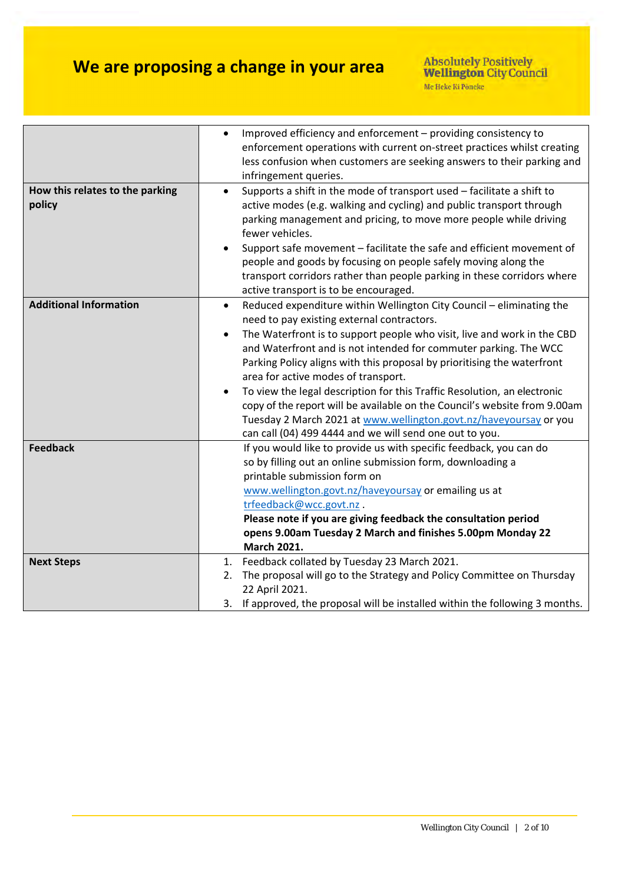# We are proposing a change in your area

Absolutely Positively **Wellington** City Council
Me Heke Ki Pōneke

| | |
|---|---|
| | • Improved efficiency and enforcement – providing consistency to enforcement operations with current on-street practices whilst creating less confusion when customers are seeking answers to their parking and infringement queries. |
| **How this relates to the parking policy** | • Supports a shift in the mode of transport used – facilitate a shift to active modes (e.g. walking and cycling) and public transport through parking management and pricing, to move more people while driving fewer vehicles.<br>• Support safe movement – facilitate the safe and efficient movement of people and goods by focusing on people safely moving along the transport corridors rather than people parking in these corridors where active transport is to be encouraged. |
| **Additional Information** | • Reduced expenditure within Wellington City Council – eliminating the need to pay existing external contractors.<br>• The Waterfront is to support people who visit, live and work in the CBD and Waterfront and is not intended for commuter parking. The WCC Parking Policy aligns with this proposal by prioritising the waterfront area for active modes of transport.<br>• To view the legal description for this Traffic Resolution, an electronic copy of the report will be available on the Council's website from 9.00am Tuesday 2 March 2021 at www.wellington.govt.nz/haveyoursay or you can call (04) 499 4444 and we will send one out to you. |
| **Feedback** | If you would like to provide us with specific feedback, you can do so by filling out an online submission form, downloading a printable submission form on www.wellington.govt.nz/haveyoursay or emailing us at trfeedback@wcc.govt.nz .<br>**Please note if you are giving feedback the consultation period opens 9.00am Tuesday 2 March and finishes 5.00pm Monday 22 March 2021.** |
| **Next Steps** | 1. Feedback collated by Tuesday 23 March 2021.<br>2. The proposal will go to the Strategy and Policy Committee on Thursday 22 April 2021.<br>3. If approved, the proposal will be installed within the following 3 months. |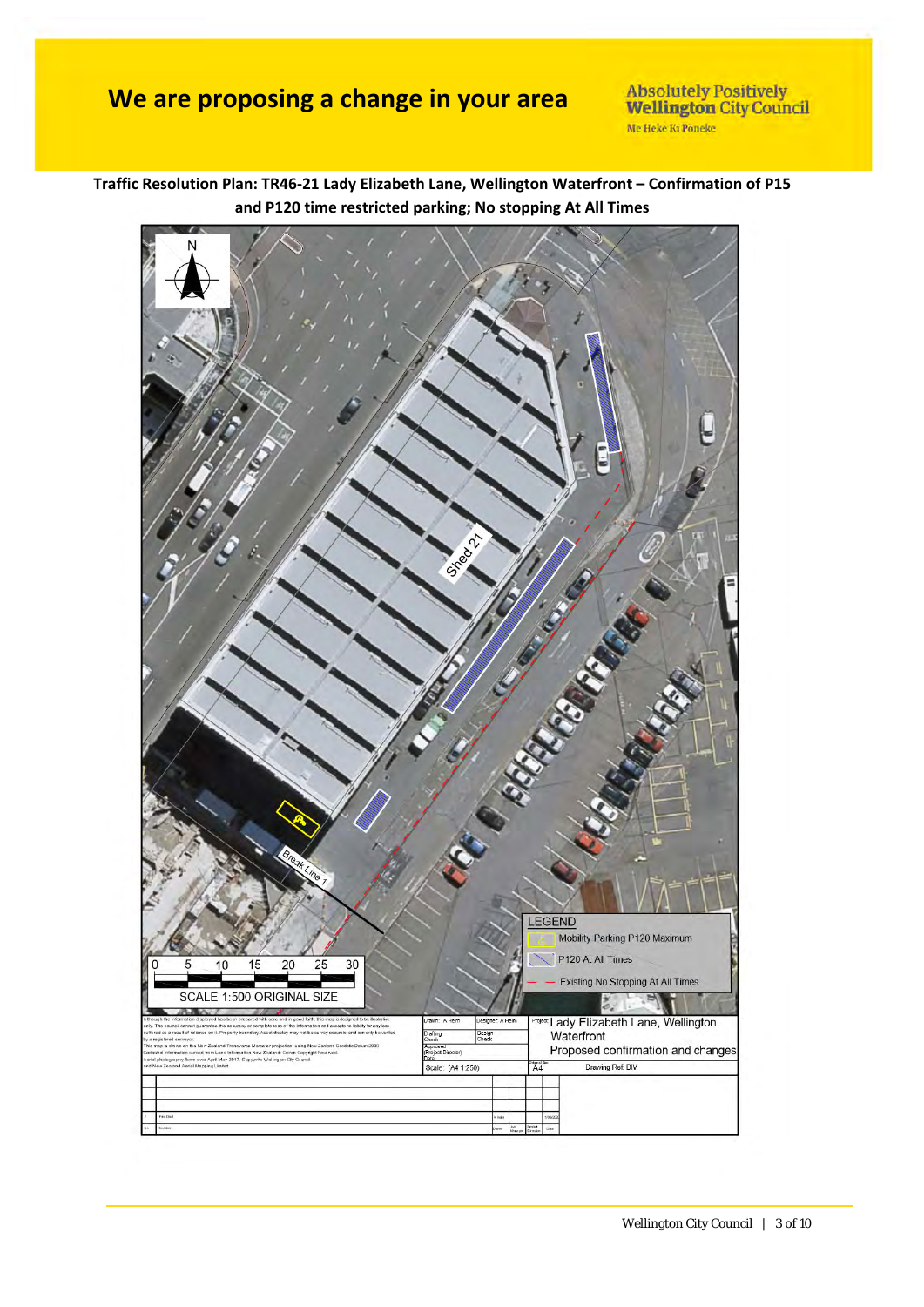# We are proposing a change in your area

Absolutely Positively **Wellington** City Council
Me Heke Ki Pōneke

**Traffic Resolution Plan: TR46-21 Lady Elizabeth Lane, Wellington Waterfront – Confirmation of P15 and P120 time restricted parking; No stopping At All Times**

N

Shed 21

Break Line 1

0 5 10 15 20 25 30

SCALE 1:500 ORIGINAL SIZE

LEGEND

- Mobility Parking P120 Maximum
- P120 At All Times
- Existing No Stopping At All Times

Although the information displayed has been prepared with care and in good faith, this map is designed to be illustrative only. This council cannot guarantee the accuracy or completeness of the information and accepts no liability for any loss suffered as a result of reliance on it. Property boundary/asset display may not be survey accurate, and can only be verified by a registered surveyor.
This map is drawn on the New Zealand Transverse Mercator projection, using New Zealand Geodetic Datum 2000. Cadastral information sourced from Land Information New Zealand. Crown Copyright Reserved. Aerial photography flown over April-May 2017. Copyright Wellington City Council and New Zealand Aerial Mapping Limited.

| Drawn: A Helm | Designer: A Helm | Project: Lady Elizabeth Lane, Wellington Waterfront<br>Proposed confirmation and changes |
|---|---|---|
| Drafting Check | Design Check | |
| Approved (Project Director) Date | | |
| Scale: (A4 1:250) | A4 | Drawing Ref: DIV |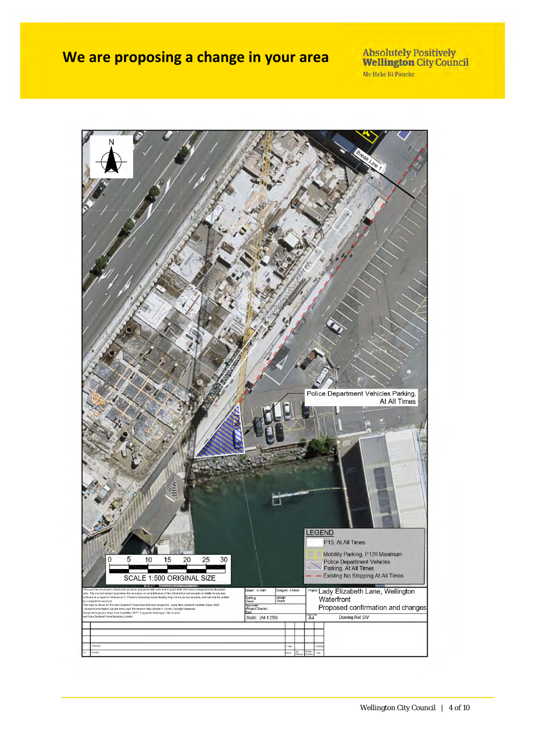# We are proposing a change in your area

Absolutely Positively **Wellington** City Council
Me Heke Ki Pōneke

N

Break Line 1

Police Department Vehicles Parking, At All Times

0 5 10 15 20 25 30

SCALE 1:500 ORIGINAL SIZE

LEGEND

- P15, At All Times
- Mobility Parking, P120 Maximum
- Police Department Vehicles Parking, At All Times
- Existing No Stopping At All Times

Drawn: A Helm | Designer: A Helm | Drafting Check | Design Check | Approved (Project Director) | Scale: (A4 1:250)

Project: Lady Elizabeth Lane, Wellington Waterfront
Proposed confirmation and changes

A4 | Drawing Ref: DIV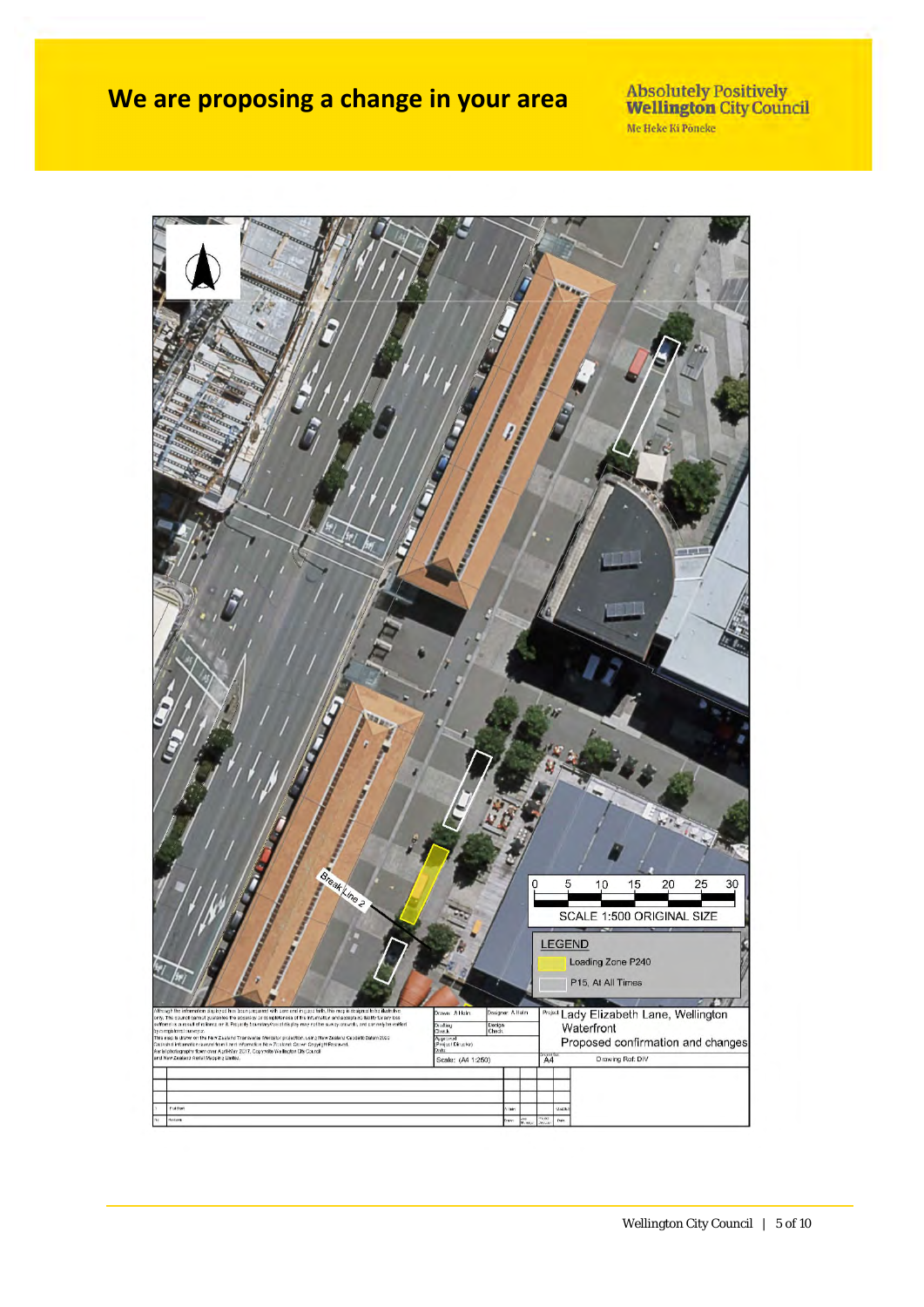# We are proposing a change in your area

Absolutely Positively **Wellington** City Council

Me Heke Ki Pōneke

Break Line 2

0 5 10 15 20 25 30

SCALE 1:500 ORIGINAL SIZE

LEGEND

- Loading Zone P240
- P15, At All Times

Project: Lady Elizabeth Lane, Wellington Waterfront

Proposed confirmation and changes

Drawn: A Holm | Designer: A Holm

Scale: (A4 1:250) | A4 | Drawing Ref: DIV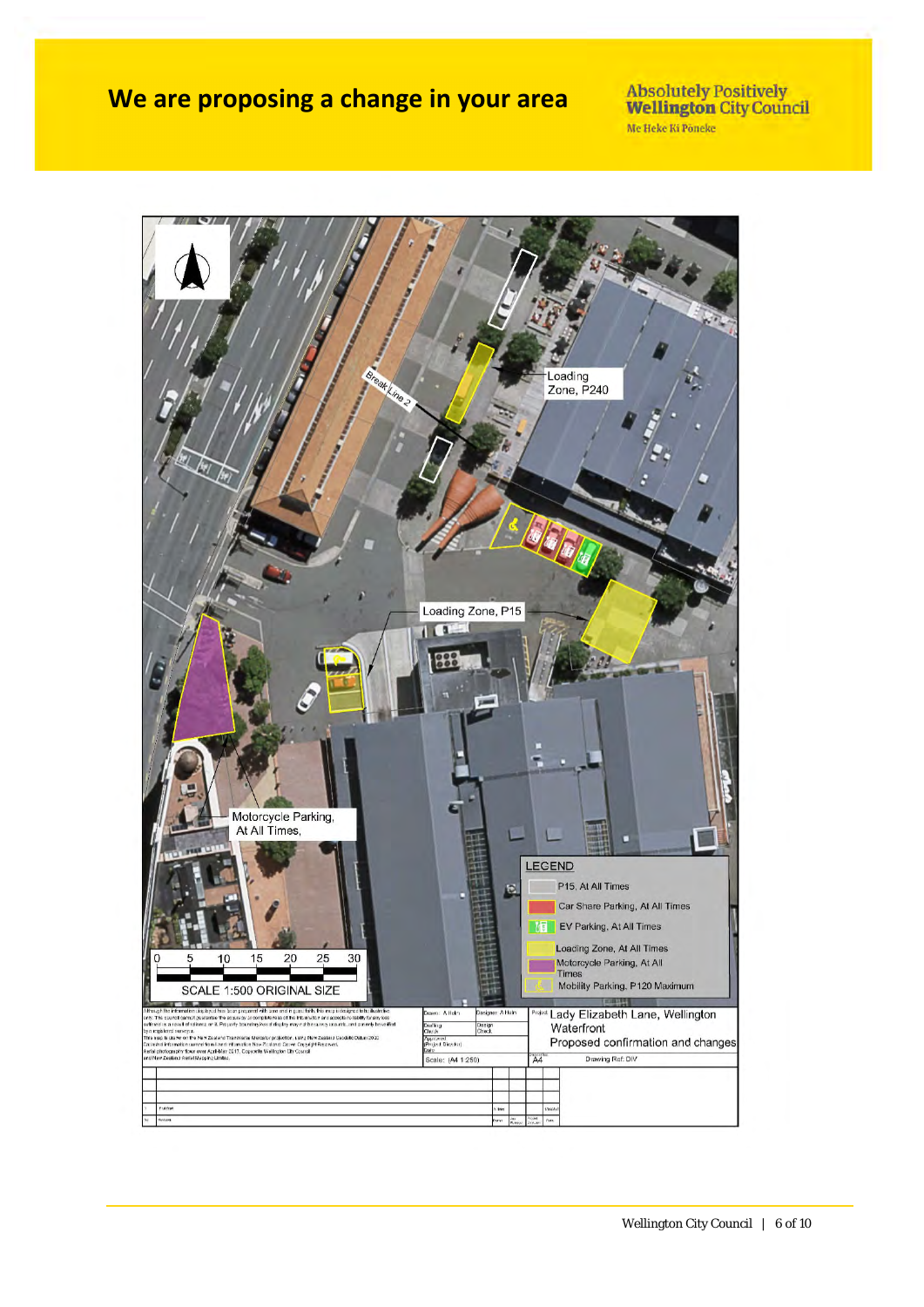# We are proposing a change in your area

Absolutely Positively **Wellington** City Council
Me Heke Ki Pōneke

Break Line 2

Loading Zone, P240

Loading Zone, P15

Motorcycle Parking, At All Times,

LEGEND

- P15, At All Times
- Car Share Parking, At All Times
- EV Parking, At All Times
- Loading Zone, At All Times
- Motorcycle Parking, At All Times
- Mobility Parking, P120 Maximum

0 5 10 15 20 25 30

SCALE 1:500 ORIGINAL SIZE

Project: Lady Elizabeth Lane, Wellington Waterfront
Proposed confirmation and changes

Scale: (A4 1:250)

A4

Drawing Ref: DIV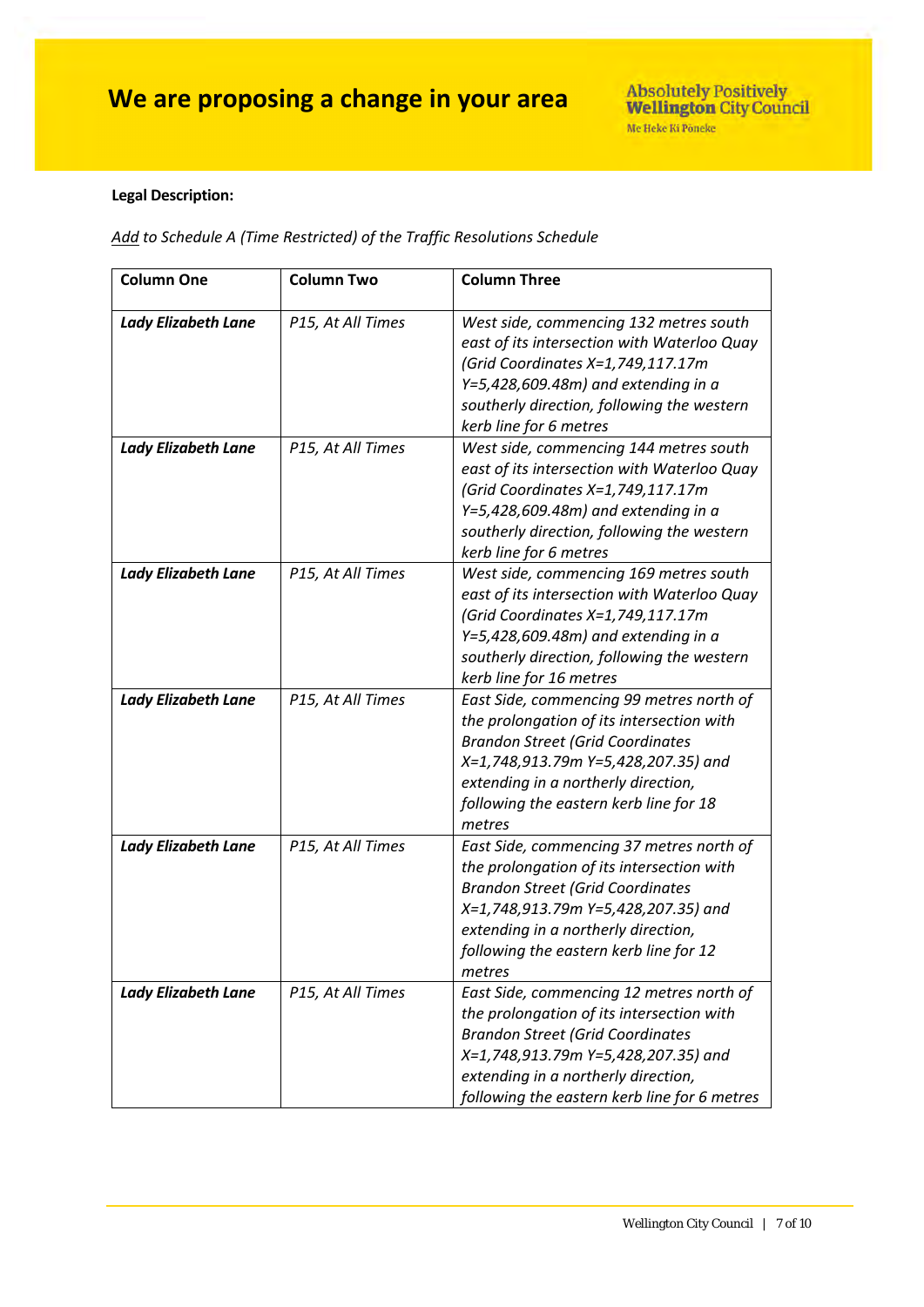# We are proposing a change in your area

**Legal Description:**

*<u>Add</u> to Schedule A (Time Restricted) of the Traffic Resolutions Schedule*

| Column One | Column Two | Column Three |
|---|---|---|
| ***Lady Elizabeth Lane*** | *P15, At All Times* | *West side, commencing 132 metres south east of its intersection with Waterloo Quay (Grid Coordinates X=1,749,117.17m Y=5,428,609.48m) and extending in a southerly direction, following the western kerb line for 6 metres* |
| ***Lady Elizabeth Lane*** | *P15, At All Times* | *West side, commencing 144 metres south east of its intersection with Waterloo Quay (Grid Coordinates X=1,749,117.17m Y=5,428,609.48m) and extending in a southerly direction, following the western kerb line for 6 metres* |
| ***Lady Elizabeth Lane*** | *P15, At All Times* | *West side, commencing 169 metres south east of its intersection with Waterloo Quay (Grid Coordinates X=1,749,117.17m Y=5,428,609.48m) and extending in a southerly direction, following the western kerb line for 16 metres* |
| ***Lady Elizabeth Lane*** | *P15, At All Times* | *East Side, commencing 99 metres north of the prolongation of its intersection with Brandon Street (Grid Coordinates X=1,748,913.79m Y=5,428,207.35) and extending in a northerly direction, following the eastern kerb line for 18 metres* |
| ***Lady Elizabeth Lane*** | *P15, At All Times* | *East Side, commencing 37 metres north of the prolongation of its intersection with Brandon Street (Grid Coordinates X=1,748,913.79m Y=5,428,207.35) and extending in a northerly direction, following the eastern kerb line for 12 metres* |
| ***Lady Elizabeth Lane*** | *P15, At All Times* | *East Side, commencing 12 metres north of the prolongation of its intersection with Brandon Street (Grid Coordinates X=1,748,913.79m Y=5,428,207.35) and extending in a northerly direction, following the eastern kerb line for 6 metres* |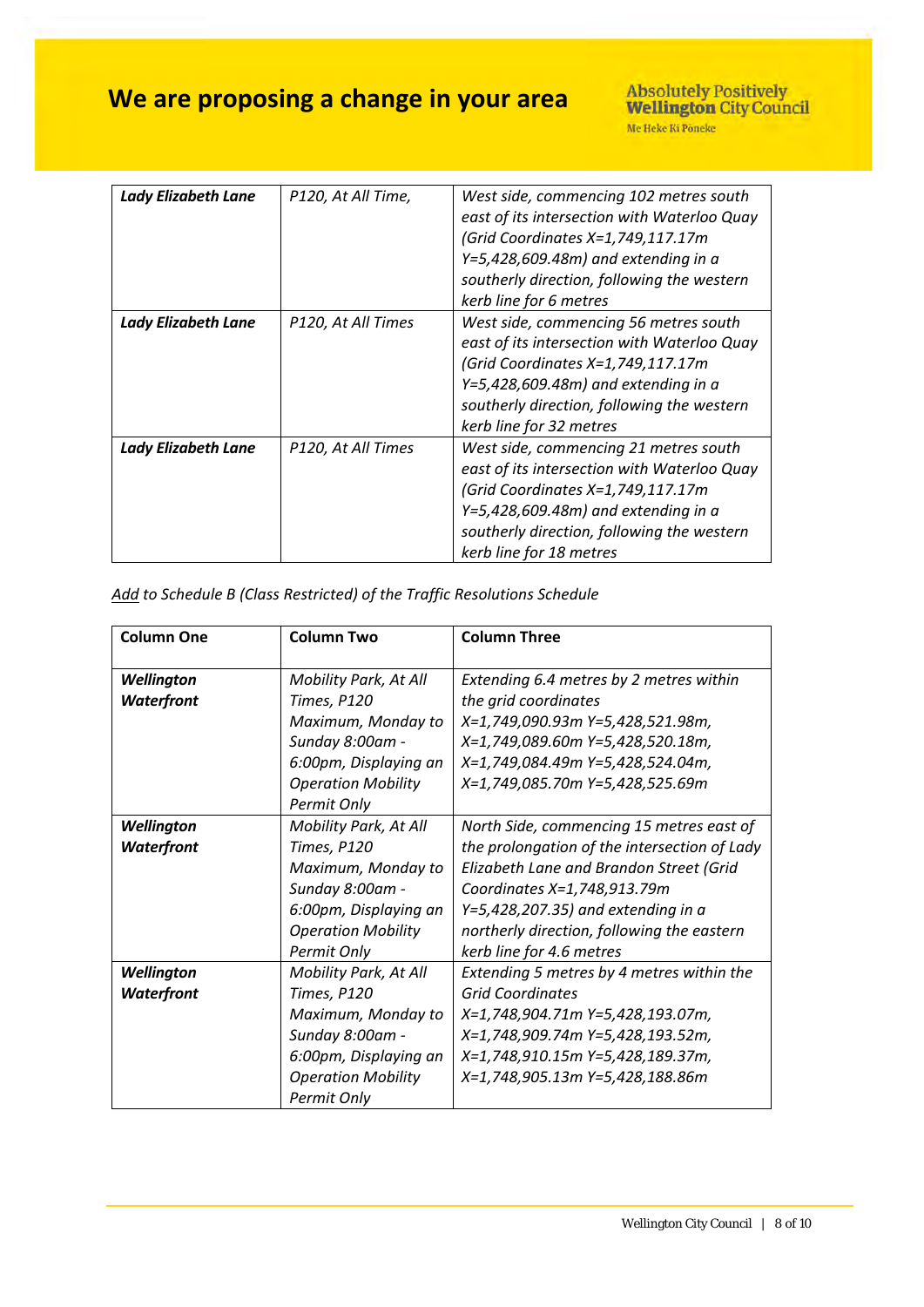| | | |
|---|---|---|
| ***Lady Elizabeth Lane*** | *P120, At All Time,* | *West side, commencing 102 metres south east of its intersection with Waterloo Quay (Grid Coordinates X=1,749,117.17m Y=5,428,609.48m) and extending in a southerly direction, following the western kerb line for 6 metres* |
| ***Lady Elizabeth Lane*** | *P120, At All Times* | *West side, commencing 56 metres south east of its intersection with Waterloo Quay (Grid Coordinates X=1,749,117.17m Y=5,428,609.48m) and extending in a southerly direction, following the western kerb line for 32 metres* |
| ***Lady Elizabeth Lane*** | *P120, At All Times* | *West side, commencing 21 metres south east of its intersection with Waterloo Quay (Grid Coordinates X=1,749,117.17m Y=5,428,609.48m) and extending in a southerly direction, following the western kerb line for 18 metres* |

*Add to Schedule B (Class Restricted) of the Traffic Resolutions Schedule*

| Column One | Column Two | Column Three |
|---|---|---|
| ***Wellington Waterfront*** | *Mobility Park, At All Times, P120 Maximum, Monday to Sunday 8:00am - 6:00pm, Displaying an Operation Mobility Permit Only* | *Extending 6.4 metres by 2 metres within the grid coordinates X=1,749,090.93m Y=5,428,521.98m, X=1,749,089.60m Y=5,428,520.18m, X=1,749,084.49m Y=5,428,524.04m, X=1,749,085.70m Y=5,428,525.69m* |
| ***Wellington Waterfront*** | *Mobility Park, At All Times, P120 Maximum, Monday to Sunday 8:00am - 6:00pm, Displaying an Operation Mobility Permit Only* | *North Side, commencing 15 metres east of the prolongation of the intersection of Lady Elizabeth Lane and Brandon Street (Grid Coordinates X=1,748,913.79m Y=5,428,207.35) and extending in a northerly direction, following the eastern kerb line for 4.6 metres* |
| ***Wellington Waterfront*** | *Mobility Park, At All Times, P120 Maximum, Monday to Sunday 8:00am - 6:00pm, Displaying an Operation Mobility Permit Only* | *Extending 5 metres by 4 metres within the Grid Coordinates X=1,748,904.71m Y=5,428,193.07m, X=1,748,909.74m Y=5,428,193.52m, X=1,748,910.15m Y=5,428,189.37m, X=1,748,905.13m Y=5,428,188.86m* |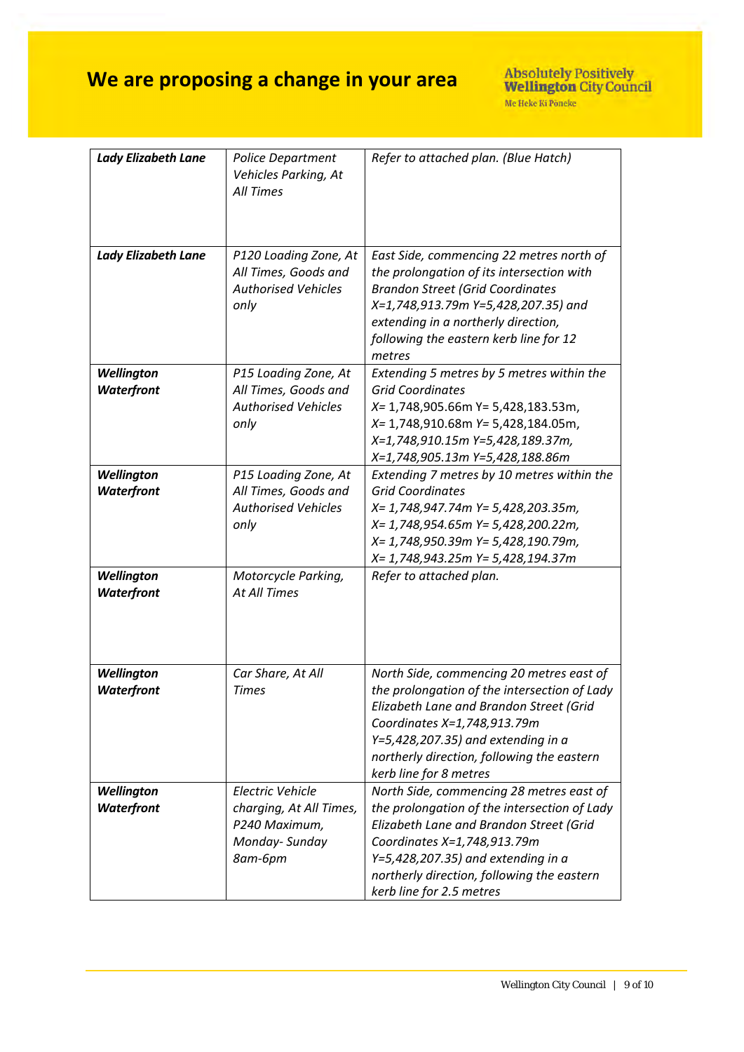| | | |
|---|---|---|
| ***Lady Elizabeth Lane*** | *Police Department Vehicles Parking, At All Times* | *Refer to attached plan. (Blue Hatch)* |
| ***Lady Elizabeth Lane*** | *P120 Loading Zone, At All Times, Goods and Authorised Vehicles only* | *East Side, commencing 22 metres north of the prolongation of its intersection with Brandon Street (Grid Coordinates X=1,748,913.79m Y=5,428,207.35) and extending in a northerly direction, following the eastern kerb line for 12 metres* |
| ***Wellington Waterfront*** | *P15 Loading Zone, At All Times, Goods and Authorised Vehicles only* | *Extending 5 metres by 5 metres within the Grid Coordinates X= 1,748,905.66m Y= 5,428,183.53m, X= 1,748,910.68m Y= 5,428,184.05m, X=1,748,910.15m Y=5,428,189.37m, X=1,748,905.13m Y=5,428,188.86m* |
| ***Wellington Waterfront*** | *P15 Loading Zone, At All Times, Goods and Authorised Vehicles only* | *Extending 7 metres by 10 metres within the Grid Coordinates X= 1,748,947.74m Y= 5,428,203.35m, X= 1,748,954.65m Y= 5,428,200.22m, X= 1,748,950.39m Y= 5,428,190.79m, X= 1,748,943.25m Y= 5,428,194.37m* |
| ***Wellington Waterfront*** | *Motorcycle Parking, At All Times* | *Refer to attached plan.* |
| ***Wellington Waterfront*** | *Car Share, At All Times* | *North Side, commencing 20 metres east of the prolongation of the intersection of Lady Elizabeth Lane and Brandon Street (Grid Coordinates X=1,748,913.79m Y=5,428,207.35) and extending in a northerly direction, following the eastern kerb line for 8 metres* |
| ***Wellington Waterfront*** | *Electric Vehicle charging, At All Times, P240 Maximum, Monday- Sunday 8am-6pm* | *North Side, commencing 28 metres east of the prolongation of the intersection of Lady Elizabeth Lane and Brandon Street (Grid Coordinates X=1,748,913.79m Y=5,428,207.35) and extending in a northerly direction, following the eastern kerb line for 2.5 metres* |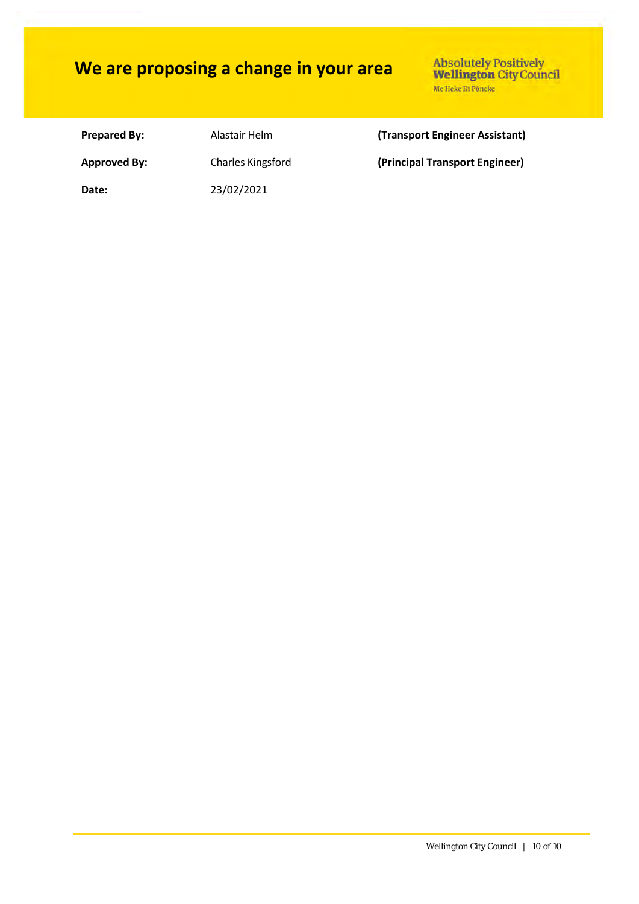# We are proposing a change in your area

Absolutely Positively **Wellington** City Council
Me Heke Ki Pōneke

| | | |
|---|---|---|
| **Prepared By:** | Alastair Helm | **(Transport Engineer Assistant)** |
| **Approved By:** | Charles Kingsford | **(Principal Transport Engineer)** |
| **Date:** | 23/02/2021 | |